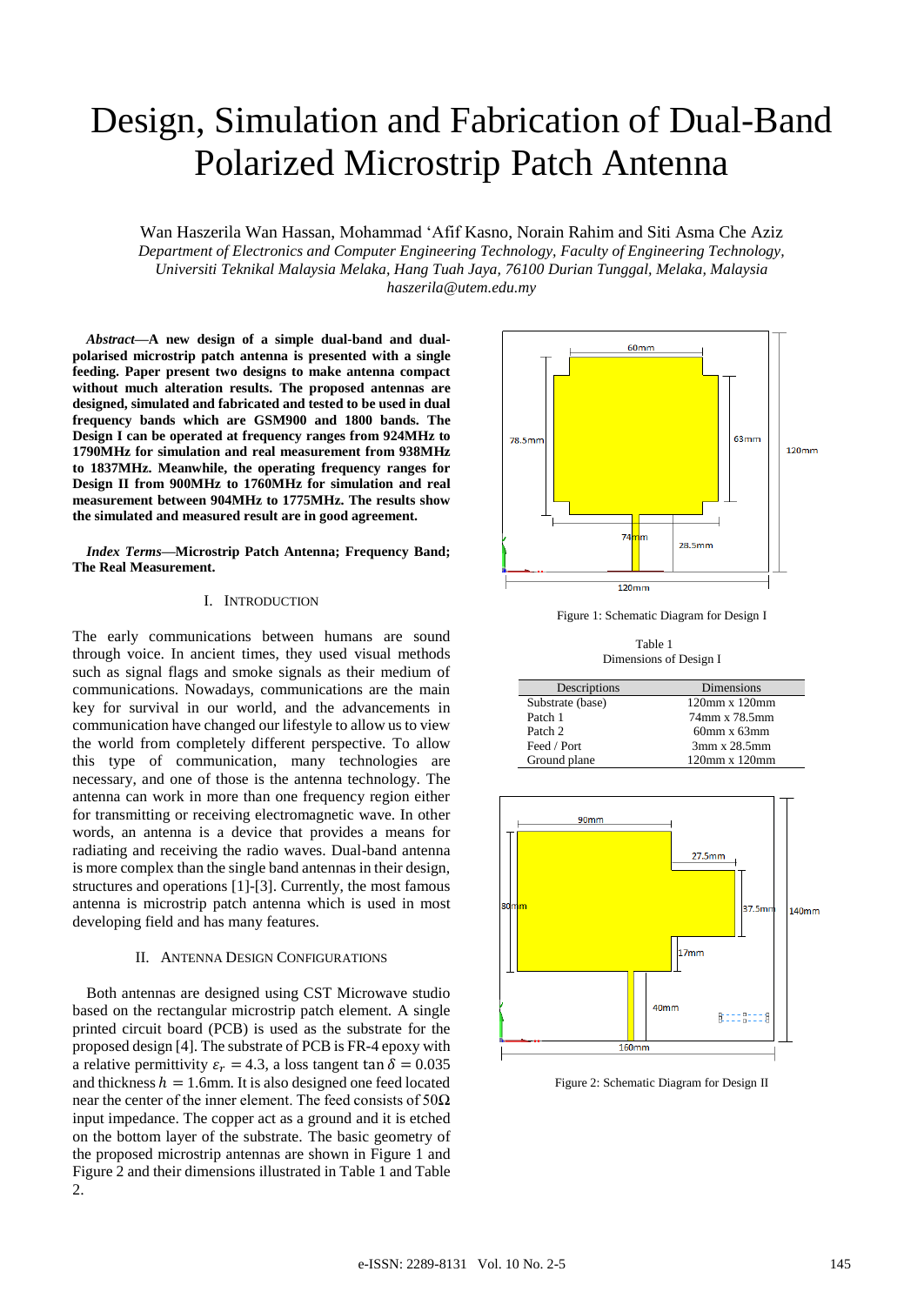# Design, Simulation and Fabrication of Dual-Band Polarized Microstrip Patch Antenna

Wan Haszerila Wan Hassan, Mohammad 'Afif Kasno, Norain Rahim and Siti Asma Che Aziz

*Department of Electronics and Computer Engineering Technology, Faculty of Engineering Technology, Universiti Teknikal Malaysia Melaka, Hang Tuah Jaya, 76100 Durian Tunggal, Melaka, Malaysia*

*haszerila@utem.edu.my*

***Abstract*—A new design of a simple dual-band and dual-polarised microstrip patch antenna is presented with a single feeding. Paper present two designs to make antenna compact without much alteration results. The proposed antennas are designed, simulated and fabricated and tested to be used in dual frequency bands which are GSM900 and 1800 bands. The Design I can be operated at frequency ranges from 924MHz to 1790MHz for simulation and real measurement from 938MHz to 1837MHz. Meanwhile, the operating frequency ranges for Design II from 900MHz to 1760MHz for simulation and real measurement between 904MHz to 1775MHz. The results show the simulated and measured result are in good agreement.**

***Index Terms*—Microstrip Patch Antenna; Frequency Band; The Real Measurement.**

## I. INTRODUCTION

The early communications between humans are sound through voice. In ancient times, they used visual methods such as signal flags and smoke signals as their medium of communications. Nowadays, communications are the main key for survival in our world, and the advancements in communication have changed our lifestyle to allow us to view the world from completely different perspective. To allow this type of communication, many technologies are necessary, and one of those is the antenna technology. The antenna can work in more than one frequency region either for transmitting or receiving electromagnetic wave. In other words, an antenna is a device that provides a means for radiating and receiving the radio waves. Dual-band antenna is more complex than the single band antennas in their design, structures and operations [1]-[3]. Currently, the most famous antenna is microstrip patch antenna which is used in most developing field and has many features.

## II. ANTENNA DESIGN CONFIGURATIONS

Both antennas are designed using CST Microwave studio based on the rectangular microstrip patch element. A single printed circuit board (PCB) is used as the substrate for the proposed design [4]. The substrate of PCB is FR-4 epoxy with a relative permittivity $\varepsilon_r = 4.3$, a loss tangent $\tan \delta = 0.035$ and thickness $h = 1.6$mm. It is also designed one feed located near the center of the inner element. The feed consists of 50Ω input impedance. The copper act as a ground and it is etched on the bottom layer of the substrate. The basic geometry of the proposed microstrip antennas are shown in Figure 1 and Figure 2 and their dimensions illustrated in Table 1 and Table 2.

Figure 1: Schematic Diagram for Design I

Table 1
Dimensions of Design I

| Descriptions | Dimensions |
|---|---|
| Substrate (base) | 120mm x 120mm |
| Patch 1 | 74mm x 78.5mm |
| Patch 2 | 60mm x 63mm |
| Feed / Port | 3mm x 28.5mm |
| Ground plane | 120mm x 120mm |

Figure 2: Schematic Diagram for Design II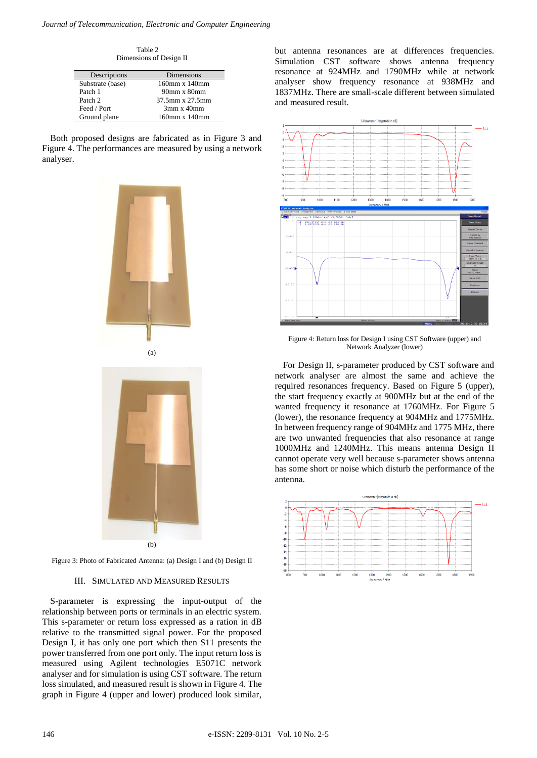Table 2
Dimensions of Design II

| Descriptions | Dimensions |
|---|---|
| Substrate (base) | 160mm x 140mm |
| Patch 1 | 90mm x 80mm |
| Patch 2 | 37.5mm x 27.5mm |
| Feed / Port | 3mm x 40mm |
| Ground plane | 160mm x 140mm |

Both proposed designs are fabricated as in Figure 3 and Figure 4. The performances are measured by using a network analyser.

(a)

(b)

Figure 3: Photo of Fabricated Antenna: (a) Design I and (b) Design II

## III. SIMULATED AND MEASURED RESULTS

S-parameter is expressing the input-output of the relationship between ports or terminals in an electric system. This s-parameter or return loss expressed as a ration in dB relative to the transmitted signal power. For the proposed Design I, it has only one port which then S11 presents the power transferred from one port only. The input return loss is measured using Agilent technologies E5071C network analyser and for simulation is using CST software. The return loss simulated, and measured result is shown in Figure 4. The graph in Figure 4 (upper and lower) produced look similar, but antenna resonances are at differences frequencies. Simulation CST software shows antenna frequency resonance at 924MHz and 1790MHz while at network analyser show frequency resonance at 938MHz and 1837MHz. There are small-scale different between simulated and measured result.

Figure 4: Return loss for Design I using CST Software (upper) and Network Analyzer (lower)

For Design II, s-parameter produced by CST software and network analyser are almost the same and achieve the required resonances frequency. Based on Figure 5 (upper), the start frequency exactly at 900MHz but at the end of the wanted frequency it resonance at 1760MHz. For Figure 5 (lower), the resonance frequency at 904MHz and 1775MHz. In between frequency range of 904MHz and 1775 MHz, there are two unwanted frequencies that also resonance at range 1000MHz and 1240MHz. This means antenna Design II cannot operate very well because s-parameter shows antenna has some short or noise which disturb the performance of the antenna.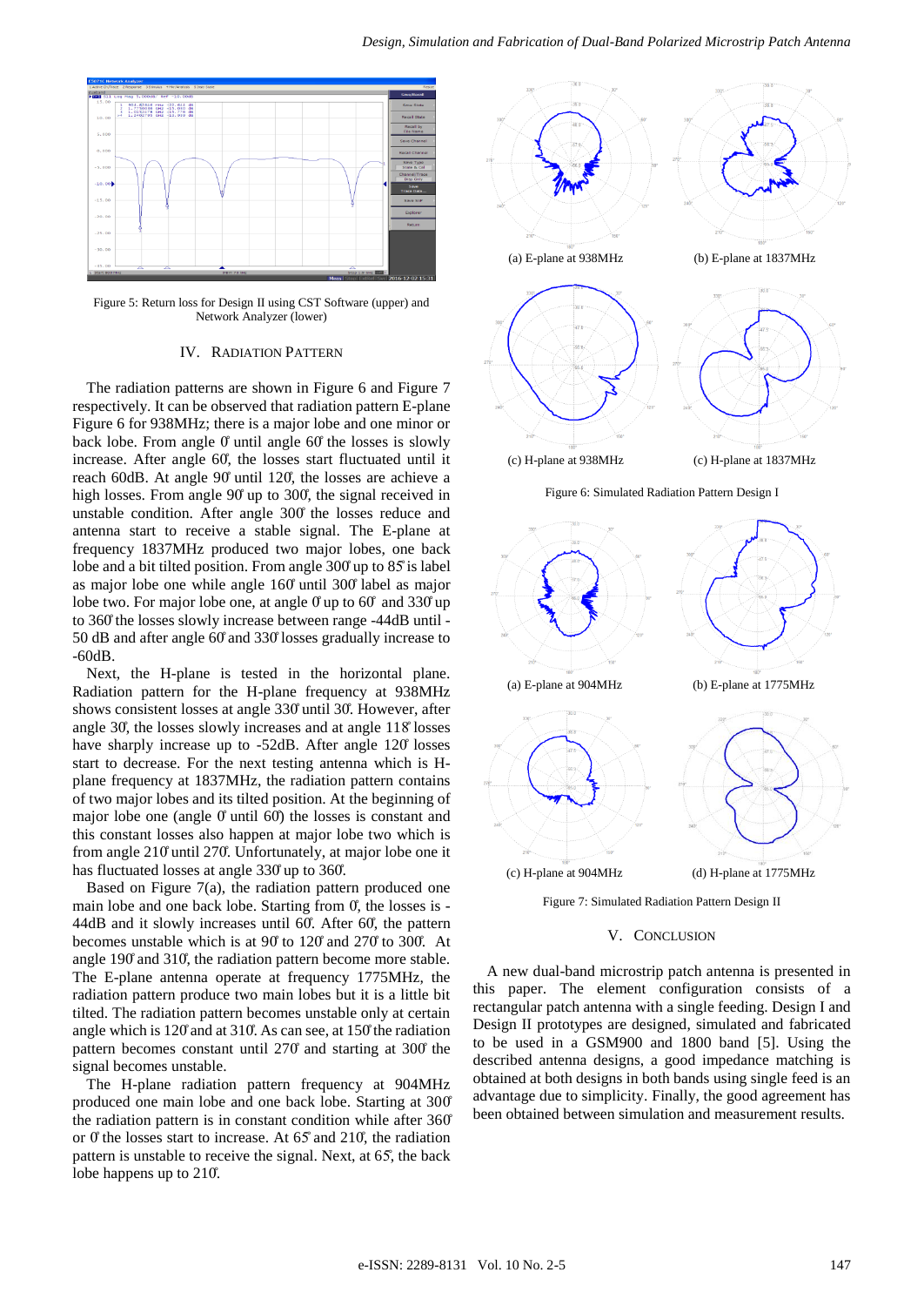Figure 5: Return loss for Design II using CST Software (upper) and Network Analyzer (lower)

## IV. RADIATION PATTERN

The radiation patterns are shown in Figure 6 and Figure 7 respectively. It can be observed that radiation pattern E-plane Figure 6 for 938MHz; there is a major lobe and one minor or back lobe. From angle 0̊ until angle 60̊ the losses is slowly increase. After angle 60̊, the losses start fluctuated until it reach 60dB. At angle 90̊ until 120̊, the losses are achieve a high losses. From angle 90̊ up to 300̊, the signal received in unstable condition. After angle 300̊ the losses reduce and antenna start to receive a stable signal. The E-plane at frequency 1837MHz produced two major lobes, one back lobe and a bit tilted position. From angle 300̊ up to 85̊ is label as major lobe one while angle 160̊ until 300̊ label as major lobe two. For major lobe one, at angle 0̊ up to 60̊ and 330̊ up to 360̊ the losses slowly increase between range -44dB until -50 dB and after angle 60̊ and 330̊ losses gradually increase to -60dB.

Next, the H-plane is tested in the horizontal plane. Radiation pattern for the H-plane frequency at 938MHz shows consistent losses at angle 330̊ until 30̊. However, after angle 30̊, the losses slowly increases and at angle 118̊ losses have sharply increase up to -52dB. After angle 120̊ losses start to decrease. For the next testing antenna which is H-plane frequency at 1837MHz, the radiation pattern contains of two major lobes and its tilted position. At the beginning of major lobe one (angle 0̊ until 60̊) the losses is constant and this constant losses also happen at major lobe two which is from angle 210̊ until 270̊. Unfortunately, at major lobe one it has fluctuated losses at angle 330̊ up to 360̊.

Based on Figure 7(a), the radiation pattern produced one main lobe and one back lobe. Starting from 0̊, the losses is -44dB and it slowly increases until 60̊. After 60̊, the pattern becomes unstable which is at 90̊ to 120̊ and 270̊ to 300̊. At angle 190̊ and 310̊, the radiation pattern become more stable. The E-plane antenna operate at frequency 1775MHz, the radiation pattern produce two main lobes but it is a little bit tilted. The radiation pattern becomes unstable only at certain angle which is 120̊ and at 310̊. As can see, at 150̊ the radiation pattern becomes constant until 270̊ and starting at 300̊ the signal becomes unstable.

The H-plane radiation pattern frequency at 904MHz produced one main lobe and one back lobe. Starting at 300̊ the radiation pattern is in constant condition while after 360̊ or 0̊ the losses start to increase. At 65̊ and 210̊, the radiation pattern is unstable to receive the signal. Next, at 65̊, the back lobe happens up to 210̊.

(a) E-plane at 938MHz

(b) E-plane at 1837MHz

(c) H-plane at 938MHz

(c) H-plane at 1837MHz

Figure 6: Simulated Radiation Pattern Design I

(a) E-plane at 904MHz

(b) E-plane at 1775MHz

(c) H-plane at 904MHz

(d) H-plane at 1775MHz

Figure 7: Simulated Radiation Pattern Design II

## V. CONCLUSION

A new dual-band microstrip patch antenna is presented in this paper. The element configuration consists of a rectangular patch antenna with a single feeding. Design I and Design II prototypes are designed, simulated and fabricated to be used in a GSM900 and 1800 band [5]. Using the described antenna designs, a good impedance matching is obtained at both designs in both bands using single feed is an advantage due to simplicity. Finally, the good agreement has been obtained between simulation and measurement results.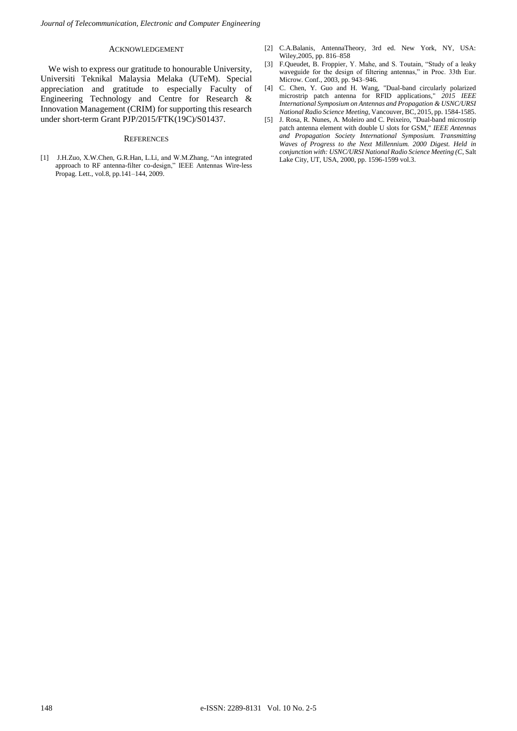## ACKNOWLEDGEMENT

We wish to express our gratitude to honourable University, Universiti Teknikal Malaysia Melaka (UTeM). Special appreciation and gratitude to especially Faculty of Engineering Technology and Centre for Research & Innovation Management (CRIM) for supporting this research under short-term Grant PJP/2015/FTK(19C)/S01437.

## REFERENCES

[1] J.H.Zuo, X.W.Chen, G.R.Han, L.Li, and W.M.Zhang, "An integrated approach to RF antenna-filter co-design," IEEE Antennas Wire-less Propag. Lett., vol.8, pp.141–144, 2009.

[2] C.A.Balanis, AntennaTheory, 3rd ed. New York, NY, USA: Wiley,2005, pp. 816–858

[3] F.Queudet, B. Froppier, Y. Mahe, and S. Toutain, "Study of a leaky waveguide for the design of filtering antennas," in Proc. 33th Eur. Microw. Conf., 2003, pp. 943–946.

[4] C. Chen, Y. Guo and H. Wang, "Dual-band circularly polarized microstrip patch antenna for RFID applications," *2015 IEEE International Symposium on Antennas and Propagation & USNC/URSI National Radio Science Meeting*, Vancouver, BC, 2015, pp. 1584-1585.

[5] J. Rosa, R. Nunes, A. Moleiro and C. Peixeiro, "Dual-band microstrip patch antenna element with double U slots for GSM," *IEEE Antennas and Propagation Society International Symposium. Transmitting Waves of Progress to the Next Millennium. 2000 Digest. Held in conjunction with: USNC/URSI National Radio Science Meeting (C*, Salt Lake City, UT, USA, 2000, pp. 1596-1599 vol.3.